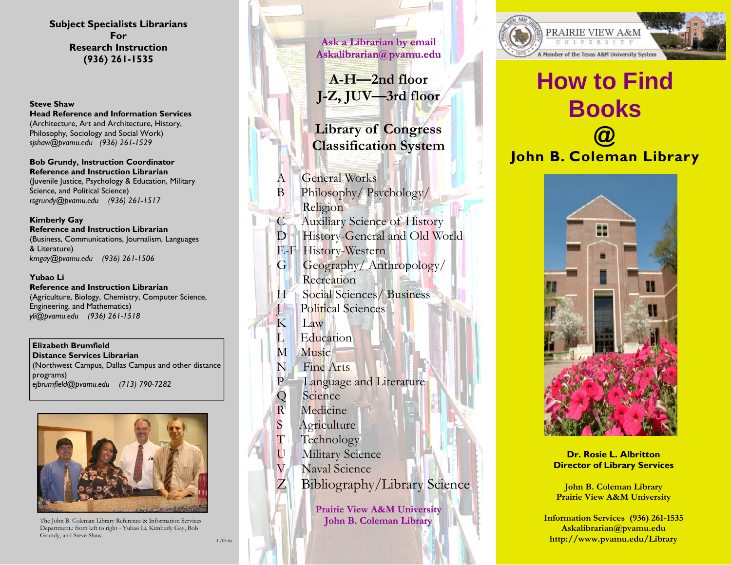## Subject Specialists Librarians For Research Instruction (936) 261-1535

**Steve Shaw**
**Head Reference and Information Services**
(Architecture, Art and Architecture, History, Philosophy, Sociology and Social Work)
*sjshaw@pvamu.edu (936) 261-1529*

**Bob Grundy, Instruction Coordinator**
**Reference and Instruction Librarian**
(Juvenile Justice, Psychology & Education, Military Science, and Political Science)
*rsgrundy@pvamu.edu (936) 261-1517*

**Kimberly Gay**
**Reference and Instruction Librarian**
(Business, Communications, Journalism, Languages & Literature)
*kmgay@pvamu.edu (936) 261-1506*

**Yubao Li**
**Reference and Instruction Librarian**
(Agriculture, Biology, Chemistry, Computer Science, Engineering, and Mathematics)
*yli@pvamu.edu (936) 261-1518*

**Elizabeth Brumfield**
**Distance Services Librarian**
(Northwest Campus, Dallas Campus and other distance programs)
*ejbrumfield@pvamu.edu (713) 790-7282*

The John B. Coleman Library Reference & Information Services Department.: from left to right - Yubao Li, Kimberly Gay, Bob Grundy, and Steve Shaw.

1 /08 rla

**Ask a Librarian by email**
**Askalibrarian@pvamu.edu**

**A-H—2nd floor**
**J-Z, JUV—3rd floor**

## Library of Congress Classification System

| | |
|---|---|
| A | General Works |
| B | Philosophy/ Psychology/ Religion |
| C | Auxiliary Science of History |
| D | History-General and Old World |
| E-F | History-Western |
| G | Geography/ Anthropology/ Recreation |
| H | Social Sciences/ Business |
| J | Political Sciences |
| K | Law |
| L | Education |
| M | Music |
| N | Fine Arts |
| P | Language and Literature |
| Q | Science |
| R | Medicine |
| S | Agriculture |
| T | Technology |
| U | Military Science |
| V | Naval Science |
| Z | Bibliography/Library Science |

**Prairie View A&M University**
**John B. Coleman Library**

PRAIRIE VIEW A&M UNIVERSITY
A Member of the Texas A&M University System

# How to Find Books @ John B. Coleman Library

**Dr. Rosie L. Albritton**
**Director of Library Services**

**John B. Coleman Library**
**Prairie View A&M University**

**Information Services (936) 261-1535**
**Askalibrarian@pvamu.edu**
**http://www.pvamu.edu/Library**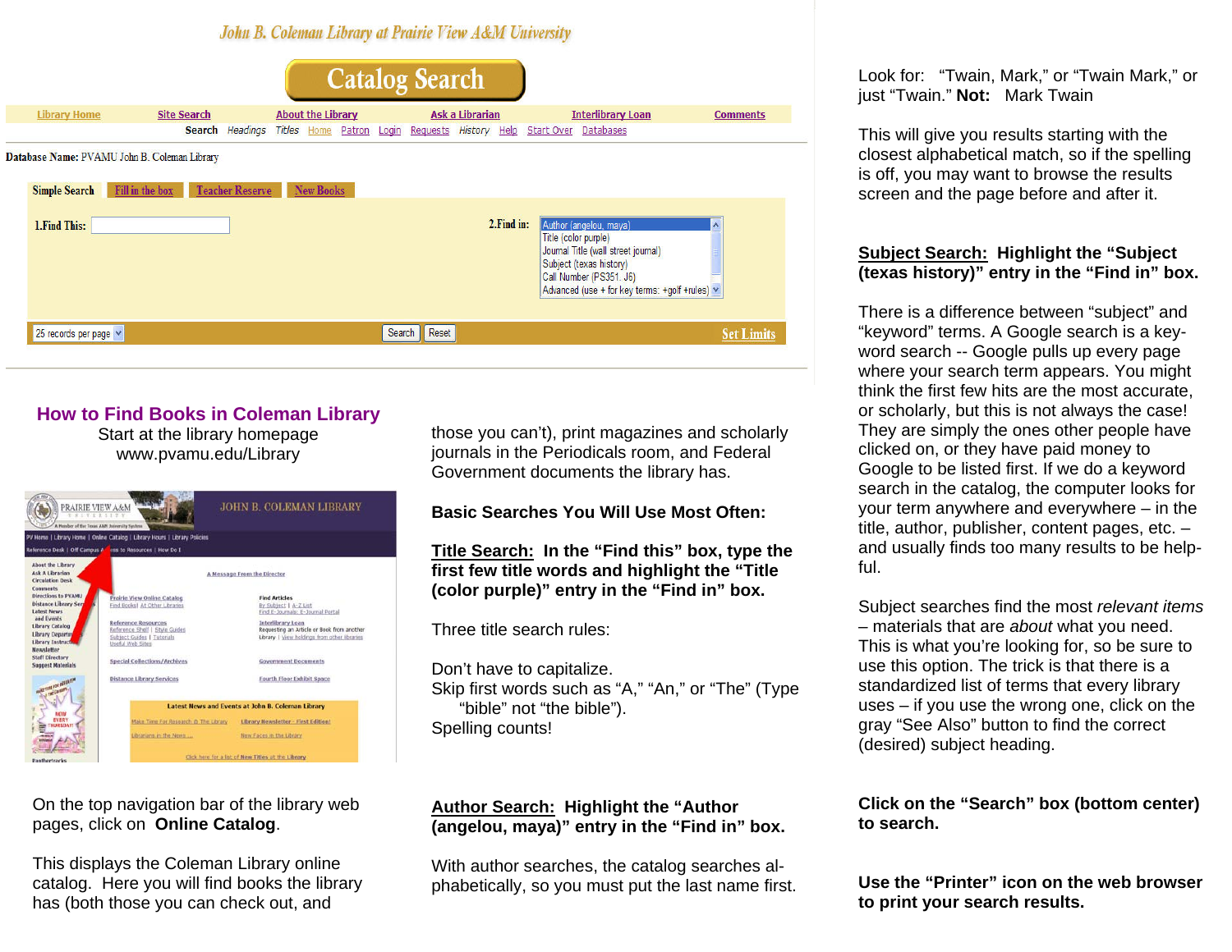John B. Coleman Library at Prairie View A&M University

Catalog Search

Library Home | Site Search | About the Library | Ask a Librarian | Interlibrary Loan | Comments

Search Headings Titles Home Patron Login Requests History Help Start Over Databases

Database Name: PVAMU John B. Coleman Library

Simple Search | Fill in the box | Teacher Reserve | New Books

1.Find This:

2.Find in:
Author (angelou, maya)
Title (color purple)
Journal Title (wall street journal)
Subject (texas history)
Call Number (PS351. J6)
Advanced (use + for key terms: +golf +rules)

25 records per page | Search | Reset | Set Limits

## How to Find Books in Coleman Library

Start at the library homepage
www.pvamu.edu/Library

On the top navigation bar of the library web pages, click on **Online Catalog**.

This displays the Coleman Library online catalog. Here you will find books the library has (both those you can check out, and those you can't), print magazines and scholarly journals in the Periodicals room, and Federal Government documents the library has.

**Basic Searches You Will Use Most Often:**

**Title Search: In the "Find this" box, type the first few title words and highlight the "Title (color purple)" entry in the "Find in" box.**

Three title search rules:

Don't have to capitalize.
Skip first words such as "A," "An," or "The" (Type "bible" not "the bible").
Spelling counts!

**Author Search: Highlight the "Author (angelou, maya)" entry in the "Find in" box.**

With author searches, the catalog searches alphabetically, so you must put the last name first.

Look for: "Twain, Mark," or "Twain Mark," or just "Twain." **Not:** Mark Twain

This will give you results starting with the closest alphabetical match, so if the spelling is off, you may want to browse the results screen and the page before and after it.

**Subject Search: Highlight the "Subject (texas history)" entry in the "Find in" box.**

There is a difference between "subject" and "keyword" terms. A Google search is a keyword search -- Google pulls up every page where your search term appears. You might think the first few hits are the most accurate, or scholarly, but this is not always the case! They are simply the ones other people have clicked on, or they have paid money to Google to be listed first. If we do a keyword search in the catalog, the computer looks for your term anywhere and everywhere – in the title, author, publisher, content pages, etc. – and usually finds too many results to be helpful.

Subject searches find the most *relevant items* – materials that are *about* what you need. This is what you're looking for, so be sure to use this option. The trick is that there is a standardized list of terms that every library uses – if you use the wrong one, click on the gray "See Also" button to find the correct (desired) subject heading.

**Click on the "Search" box (bottom center) to search.**

**Use the "Printer" icon on the web browser to print your search results.**